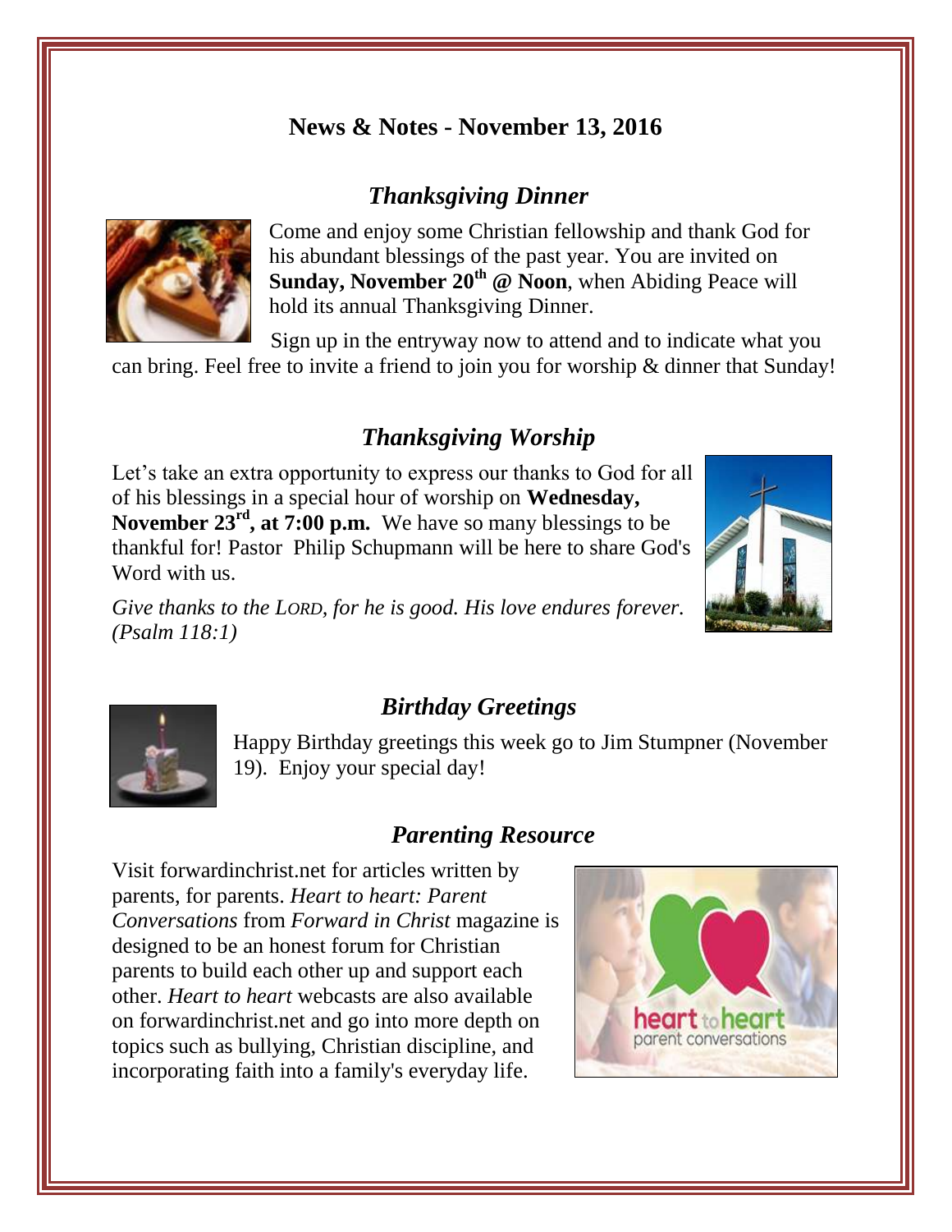# News & Notes - November 13, 2016

## *Thanksgiving Dinner*

Come and enjoy some Christian fellowship and thank God for his abundant blessings of the past year. You are invited on **Sunday, November 20th @ Noon**, when Abiding Peace will hold its annual Thanksgiving Dinner.

Sign up in the entryway now to attend and to indicate what you can bring. Feel free to invite a friend to join you for worship & dinner that Sunday!

## *Thanksgiving Worship*

Let's take an extra opportunity to express our thanks to God for all of his blessings in a special hour of worship on **Wednesday, November 23rd, at 7:00 p.m.** We have so many blessings to be thankful for! Pastor Philip Schupmann will be here to share God's Word with us.

*Give thanks to the LORD, for he is good. His love endures forever. (Psalm 118:1)*

## *Birthday Greetings*

Happy Birthday greetings this week go to Jim Stumpner (November 19). Enjoy your special day!

## *Parenting Resource*

Visit forwardinchrist.net for articles written by parents, for parents. *Heart to heart: Parent Conversations* from *Forward in Christ* magazine is designed to be an honest forum for Christian parents to build each other up and support each other. *Heart to heart* webcasts are also available on forwardinchrist.net and go into more depth on topics such as bullying, Christian discipline, and incorporating faith into a family's everyday life.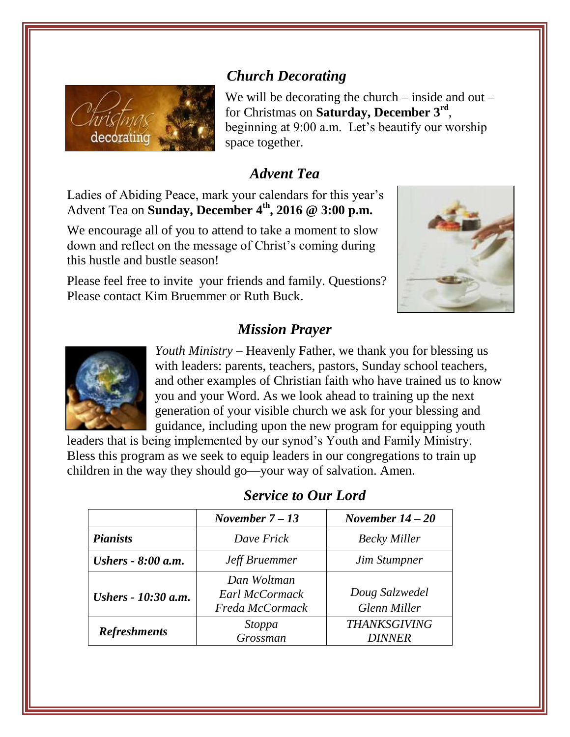## *Church Decorating*

We will be decorating the church – inside and out – for Christmas on **Saturday, December 3rd**, beginning at 9:00 a.m. Let's beautify our worship space together.

## *Advent Tea*

Ladies of Abiding Peace, mark your calendars for this year's Advent Tea on **Sunday, December 4th, 2016 @ 3:00 p.m.**

We encourage all of you to attend to take a moment to slow down and reflect on the message of Christ's coming during this hustle and bustle season!

Please feel free to invite your friends and family. Questions? Please contact Kim Bruemmer or Ruth Buck.

## *Mission Prayer*

*Youth Ministry* – Heavenly Father, we thank you for blessing us with leaders: parents, teachers, pastors, Sunday school teachers, and other examples of Christian faith who have trained us to know you and your Word. As we look ahead to training up the next generation of your visible church we ask for your blessing and guidance, including upon the new program for equipping youth leaders that is being implemented by our synod's Youth and Family Ministry. Bless this program as we seek to equip leaders in our congregations to train up children in the way they should go—your way of salvation. Amen.

## *Service to Our Lord*

| | ***November 7 – 13*** | ***November 14 – 20*** |
|---|---|---|
| ***Pianists*** | *Dave Frick* | *Becky Miller* |
| ***Ushers - 8:00 a.m.*** | *Jeff Bruemmer* | *Jim Stumpner* |
| ***Ushers - 10:30 a.m.*** | *Dan Woltman*<br>*Earl McCormack*<br>*Freda McCormack* | *Doug Salzwedel*<br>*Glenn Miller* |
| ***Refreshments*** | *Stoppa*<br>*Grossman* | *THANKSGIVING DINNER* |